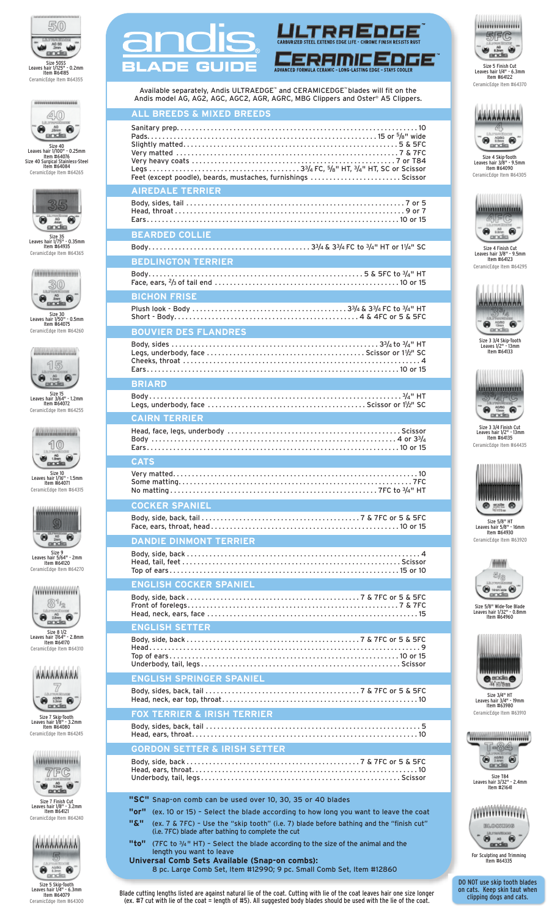# andis BLADE GUIDE

**ULTRAEDGE™** CARBURIZED STEEL EXTENDS EDGE LIFE - CHROME FINISH RESISTS RUST

**CERAMICEDGE™** ADVANCED FORMULA CERAMIC - LONG-LASTING EDGE - STAYS COOLER

Available separately, Andis ULTRAEDGE™ and CERAMICEDGE™ blades will fit on the Andis model AG, AG2, AGC, AGC2, AGR, AGRC, MBG Clippers and Oster® A5 Clippers.

## ALL BREEDS & MIXED BREEDS

- Sanitary prep. . . . . 10
- Pads. . . . . 15 or 5/8" wide
- Slightly matted. . . . . 5 & 5FC
- Very matted . . . . . 7 & 7FC
- Very heavy coats . . . . . 7 or T84
- Legs . . . . . 3 3/4 FC, 5/8" HT, 3/4" HT, SC or Scissor
- Feet (except poodle), beards, mustaches, furnishings . . . . . Scissor

## AIREDALE TERRIER

- Body, sides, tail . . . . . 7 or 5
- Head, throat . . . . . 9 or 7
- Ears . . . . . 10 or 15

## BEARDED COLLIE

- Body . . . . . 3 3/4 & 3 3/4 FC to 3/4" HT or 1 1/4" SC

## BEDLINGTON TERRIER

- Body . . . . . 5 & 5FC to 3/4" HT
- Face, ears, 2/3 of tail end . . . . . 10 or 15

## BICHON FRISE

- Plush look - Body . . . . . 3 3/4 & 3 3/4 FC to 3/4" HT
- Short - Body . . . . . 4 & 4FC or 5 & 5FC

## BOUVIER DES FLANDRES

- Body, sides . . . . . 3 3/4 to 3/4" HT
- Legs, underbody, face . . . . . Scissor or 1 1/2" SC
- Cheeks, throat . . . . . 4
- Ears . . . . . 10 or 15

## BRIARD

- Body . . . . . 3/4" HT
- Legs, underbody, face . . . . . Scissor or 1 1/2" SC

## CAIRN TERRIER

- Head, face, legs, underbody . . . . . Scissor
- Body . . . . . 4 or 3 3/4
- Ears . . . . . 10 or 15

## CATS

- Very matted . . . . . 10
- Some matting . . . . . 7FC
- No matting . . . . . 7FC to 3/4" HT

## COCKER SPANIEL

- Body, side, back, tail . . . . . 7 & 7FC or 5 & 5FC
- Face, ears, throat, head . . . . . 10 or 15

## DANDIE DINMONT TERRIER

- Body, side, back . . . . . 4
- Head, tail, feet . . . . . Scissor
- Top of ears . . . . . 15 or 10

## ENGLISH COCKER SPANIEL

- Body, side, back . . . . . 7 & 7FC or 5 & 5FC
- Front of forelegs . . . . . 7 & 7FC
- Head, neck, ears, face . . . . . 15

## ENGLISH SETTER

- Body, side, back . . . . . 7 & 7FC or 5 & 5FC
- Head . . . . . 9
- Top of ears . . . . . 10 or 15
- Underbody, tail, legs . . . . . Scissor

## ENGLISH SPRINGER SPANIEL

- Body, sides, back, tail . . . . . 7 & 7FC or 5 & 5FC
- Head, neck, ear top, throat . . . . . 10

## FOX TERRIER & IRISH TERRIER

- Body, sides, back, tail . . . . . 5
- Head, ears, throat . . . . . 10

## GORDON SETTER & IRISH SETTER

- Body, side, back . . . . . 7 & 7FC or 5 & 5FC
- Head, ears, throat . . . . . 10
- Underbody, tail, legs . . . . . Scissor

**"SC"** Snap-on comb can be used over 10, 30, 35 or 40 blades

**"or"** (ex. 10 or 15) – Select the blade according to how long you want to leave the coat

**"&"** (ex. 7 & 7FC) – Use the "skip tooth" (i.e. 7) blade before bathing and the "finish cut" (i.e. 7FC) blade after bathing to complete the cut

**"to"** (7FC to 3/4" HT) – Select the blade according to the size of the animal and the length you want to leave

**Universal Comb Sets Available (#12990; 9 pc. Large Comb Set, Item #12990; 9 pc. Small Comb Set, Item #12860)**

Blade cutting lengths listed are against natural lie of the coat. Cutting with lie of the coat leaves hair one size longer (ex. #7 cut with lie of the coat = length of #5). All suggested body blades should be used with the lie of the coat.

---

Size 50SS
Leaves hair 1/125" - 0.2mm
Item #64185
CeramicEdge Item #64355

Size 40
Leaves hair 1/100" - 0.25mm
Item #64076
Size 40 Surgical Stainless-Steel
Item #64084
CeramicEdge Item #64265

Size 35
Leaves hair 1/75" - 0.35mm
Item #64935
CeramicEdge Item #64365

Size 30
Leaves hair 1/50" - 0.5mm
Item #64075
CeramicEdge Item #64260

Size 15
Leaves hair 3/64" - 1.2mm
Item #64072
CeramicEdge Item #64255

Size 10
Leaves hair 1/16" - 1.5mm
Item #64071
CeramicEdge Item #64315

Size 9
Leaves hair 5/64" - 2mm
Item #64120
CeramicEdge Item #64270

Size 8 1/2
Leaves hair 7/64" - 2.8mm
Item #64170
CeramicEdge Item #64310

Size 7 Skip-Tooth
Leaves hair 1/8" - 3.2mm
Item #64080
CeramicEdge Item #64245

Size 7 Finish Cut
Leaves hair 1/8" - 3.2mm
Item #64121
CeramicEdge Item #64240

Size 5 Skip-Tooth
Leaves hair 1/4" - 6.3mm
Item #64079
CeramicEdge Item #64300

Size 5 Finish Cut
Leaves hair 1/4" - 6.3mm
Item #64122
CeramicEdge Item #64370

Size 4 Skip-Tooth
Leaves hair 3/8" - 9.5mm
Item #64090
CeramicEdge Item #64305

Size 4 Finish Cut
Leaves hair 3/8" - 9.5mm
Item #64123
CeramicEdge Item #64295

Size 3 3/4 Skip-Tooth
Leaves hair 1/2" - 13mm
Item #64133

Size 3 3/4 Finish Cut
Leaves hair 1/2" - 13mm
Item #64135
CeramicEdge Item #64435

Size 5/8" HT
Leaves hair 5/8" - 16mm
Item #64930
CeramicEdge Item #63920

Size 5/8" Wide-Toe Blade
Leaves hair 1/32" - 0.8mm
Item #64960

Size 3/4" HT
Leaves hair 3/4" - 19mm
Item #63980
CeramicEdge Item #63910

Size T84
Leaves hair 3/32" - 2.4mm
Item #21641

For Sculpting and Trimming
Item #64335

DO NOT use skip tooth blades on cats. Keep skin taut when clipping dogs and cats.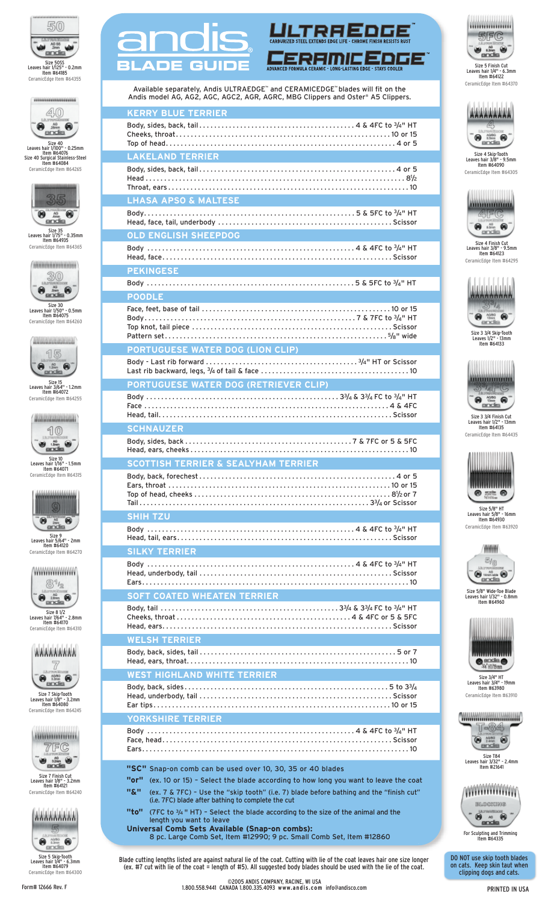# andis BLADE GUIDE

**ULTRAEDGE™** — CARBURIZED STEEL EXTENDS EDGE LIFE - CHROME FINISH RESISTS RUST

**CERAMICEDGE™** — ADVANCED FORMULA CERAMIC - LONG-LASTING EDGE - STAYS COOLER

Available separately, Andis ULTRAEDGE™ and CERAMICEDGE™ blades will fit on the Andis model AG, AG2, AGC, AGC2, AGR, AGRC, MBG Clippers and Oster® A5 Clippers.

## KERRY BLUE TERRIER

Body, sides, back, tail .......... 4 & 4FC to 3/4" HT
Cheeks, throat .......... 10 or 15
Top of head .......... 4 or 5

## LAKELAND TERRIER

Body, sides, back, tail .......... 4 or 5
Head .......... 8 1/2
Throat, ears .......... 10

## LHASA APSO & MALTESE

Body .......... 5 & 5FC to 3/4" HT
Head, face, tail, underbody .......... Scissor

## OLD ENGLISH SHEEPDOG

Body .......... 4 & 4FC to 3/4" HT
Head, face .......... Scissor

## PEKINGESE

Body .......... 5 & 5FC to 3/4" HT

## POODLE

Face, feet, base of tail .......... 10 or 15
Body .......... 7 & 7FC to 3/4" HT
Top knot, tail piece .......... Scissor
Pattern set .......... 5/8" wide

## PORTUGUESE WATER DOG (LION CLIP)

Body - Last rib forward .......... 3/4" HT or Scissor
Last rib backward, legs, 3/4 of tail & face .......... 10

## PORTUGUESE WATER DOG (RETRIEVER CLIP)

Body .......... 3 3/4 & 3 3/4 FC to 3/4" HT
Face .......... 4 & 4FC
Head, tail .......... Scissor

## SCHNAUZER

Body, sides, back .......... 7 & 7FC or 5 & 5FC
Head, ears, cheeks .......... 10

## SCOTTISH TERRIER & SEALYHAM TERRIER

Body, back, forechest .......... 4 or 5
Ears, throat .......... 10 or 15
Top of head, cheeks .......... 8 1/2 or 7
Tail .......... 3 3/4 or Scissor

## SHIH TZU

Body .......... 4 & 4FC to 3/4" HT
Head, tail, ears .......... Scissor

## SILKY TERRIER

Body .......... 4 & 4FC to 3/4" HT
Head, underbody, tail .......... Scissor
Ears .......... 10

## SOFT COATED WHEATEN TERRIER

Body, tail .......... 3 3/4 & 3 3/4 FC to 3/4" HT
Cheeks, throat .......... 4 & 4FC or 5 & 5FC
Head, ears .......... Scissor

## WELSH TERRIER

Body, back, sides, tail .......... 5 or 7
Head, ears, throat .......... 10

## WEST HIGHLAND WHITE TERRIER

Body, back, sides .......... 5 to 3 3/4
Head, underbody, tail .......... Scissor
Ear tips .......... 10 or 15

## YORKSHIRE TERRIER

Body .......... 4 & 4FC to 3/4" HT
Face, head .......... Scissor
Ears .......... 10

**"SC"** Snap-on comb can be used over 10, 30, 35 or 40 blades

**"or"** (ex. 10 or 15) - Select the blade according to how long you want to leave the coat

**"&"** (ex. 7 & 7FC) - Use the "skip tooth" (i.e. 7) blade before bathing and the "finish cut" (i.e. 7FC) blade after bathing to complete the cut

**"to"** (7FC to 3/4" HT) - Select the blade according to the size of the animal and the length you want to leave

**Universal Comb Sets Available (Snap-on combs):**
8 pc. Large Comb Set, Item #12990; 9 pc. Small Comb Set, Item #12860

Blade cutting lengths listed are against natural lie of the coat. Cutting with lie of the coat leaves hair one size longer (ex. #7 cut with lie of the coat = length of #5). All suggested body blades should be used with the lie of the coat.

---

Size 50SS
Leaves hair 1/125" - 0.2mm
Item #64185
CeramicEdge Item #64355

Size 40
Leaves hair 1/100" - 0.25mm
Item #64076
Size 40 Surgical Stainless-Steel
Item #64084
CeramicEdge Item #64265

Size 35
Leaves hair 1/75" - 0.35mm
Item #64935
CeramicEdge Item #64365

Size 30
Leaves hair 1/50" - 0.5mm
Item #64075
CeramicEdge Item #64260

Size 15
Leaves hair 3/64" - 1.2mm
Item #64072
CeramicEdge Item #64255

Size 10
Leaves hair 1/16" - 1.5mm
Item #64071
CeramicEdge Item #64315

Size 9
Leaves hair 5/64" - 2mm
Item #64120
CeramicEdge Item #64270

Size 8 1/2
Leaves hair 7/64" - 2.8mm
Item #64170
CeramicEdge Item #64310

Size 7 Skip-Tooth
Leaves hair 1/8" - 3.2mm
Item #64080
CeramicEdge Item #64245

Size 7 Finish Cut
Leaves hair 1/8" - 3.2mm
Item #64121
CeramicEdge Item #64240

Size 5 Skip-Tooth
Leaves hair 1/4" - 6.3mm
Item #64079
CeramicEdge Item #64300

Size 5 Finish Cut
Leaves hair 1/4" - 6.3mm
Item #64122
CeramicEdge Item #64370

Size 4 Skip-Tooth
Leaves hair 3/8" - 9.5mm
Item #64090
CeramicEdge Item #64305

Size 4 Finish Cut
Leaves hair 3/8" - 9.5mm
Item #64123
CeramicEdge Item #64295

Size 3 3/4 Skip-Tooth
Leaves 1/2" - 13mm
Item #64133

Size 3 3/4 Finish Cut
Leaves hair 1/2" - 13mm
Item #64135
CeramicEdge Item #64435

Size 5/8" HT
Leaves hair 5/8" - 16mm
Item #64930
CeramicEdge Item #63920

Size 5/8" Wide-Toe Blade
Leaves hair 1/32" - 0.8mm
Item #64960

Size 3/4" HT
Leaves hair 3/4" - 19mm
Item #63980
CeramicEdge Item #63910

Size T84
Leaves hair 3/32" - 2.4mm
Item #21641

For Sculpting and Trimming
Item #64335

DO NOT use skip tooth blades on cats. Keep skin taut when clipping dogs and cats.

---

Form# 12666 Rev. F

©2005 ANDIS COMPANY, RACINE, WI USA
1.800.558.9441 CANADA 1.800.335.4093 www.andis.com info@andisco.com

PRINTED IN USA